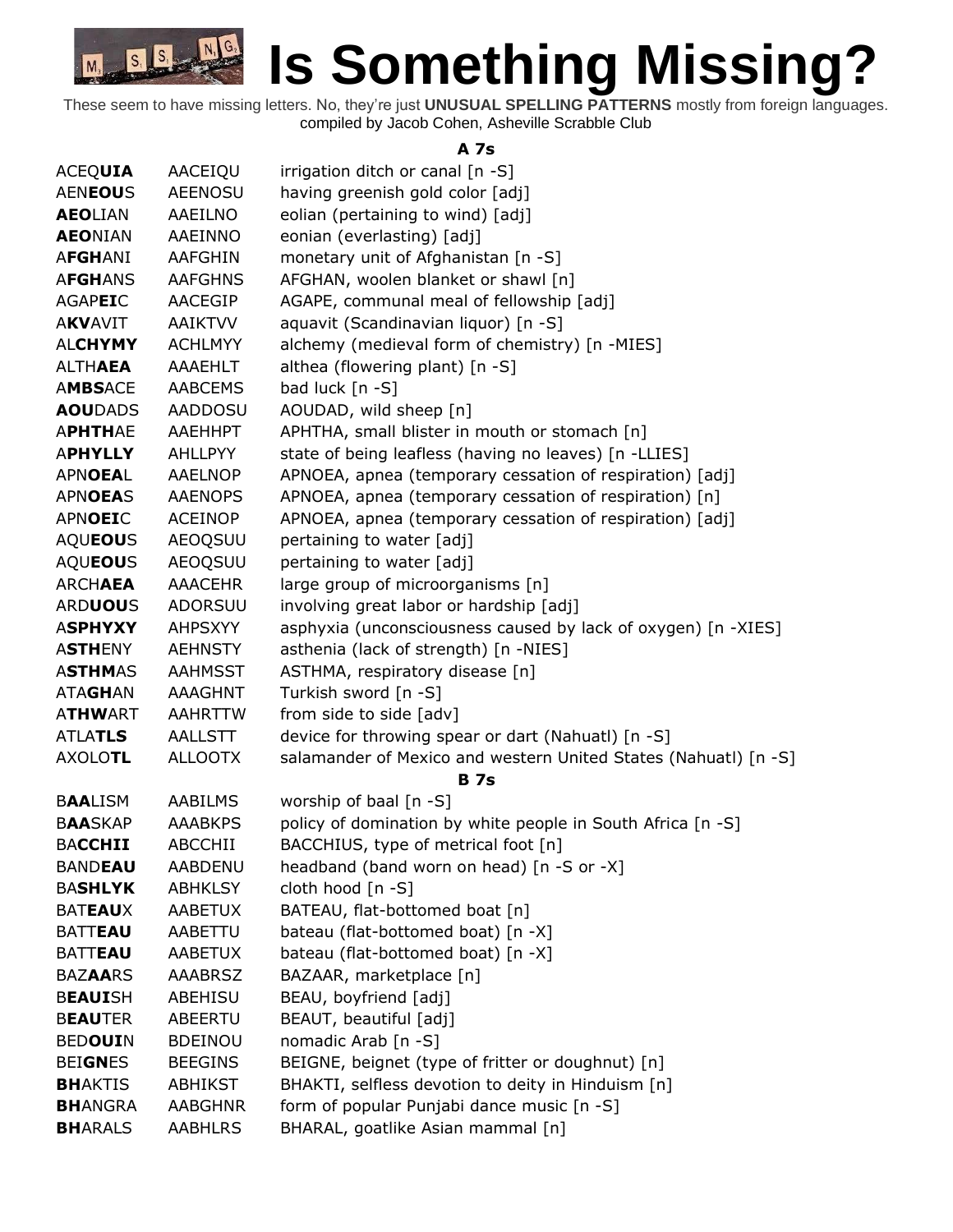# Is Something Missing?

These seem to have missing letters. No, they're just **UNUSUAL SPELLING PATTERNS** mostly from foreign languages.
compiled by Jacob Cohen, Asheville Scrabble Club

### A 7s

| | | |
|---|---|---|
| ACEQ**UIA** | AACEIQU | irrigation ditch or canal [n -S] |
| AEN**EOU**S | AEENOSU | having greenish gold color [adj] |
| **AEO**LIAN | AAEILNO | eolian (pertaining to wind) [adj] |
| **AEO**NIAN | AAEINNO | eonian (everlasting) [adj] |
| A**FGH**ANI | AAFGHIN | monetary unit of Afghanistan [n -S] |
| A**FGH**ANS | AAFGHNS | AFGHAN, woolen blanket or shawl [n] |
| AGAP**EI**C | AACEGIP | AGAPE, communal meal of fellowship [adj] |
| A**KV**AVIT | AAIKTVV | aquavit (Scandinavian liquor) [n -S] |
| AL**CHYMY** | ACHLMYY | alchemy (medieval form of chemistry) [n -MIES] |
| ALTH**AEA** | AAAEHLT | althea (flowering plant) [n -S] |
| A**MBS**ACE | AABCEMS | bad luck [n -S] |
| **AOU**DADS | AADDOSU | AOUDAD, wild sheep [n] |
| A**PHTH**AE | AAEHHPT | APHTHA, small blister in mouth or stomach [n] |
| A**PHYLLY** | AHLLPYY | state of being leafless (having no leaves) [n -LLIES] |
| APN**OEA**L | AAELNOP | APNOEA, apnea (temporary cessation of respiration) [adj] |
| APN**OEA**S | AAENOPS | APNOEA, apnea (temporary cessation of respiration) [n] |
| APN**OEI**C | ACEINOP | APNOEA, apnea (temporary cessation of respiration) [adj] |
| AQU**EOU**S | AEOQSUU | pertaining to water [adj] |
| AQU**EOU**S | AEOQSUU | pertaining to water [adj] |
| ARCH**AEA** | AAACEHR | large group of microorganisms [n] |
| ARD**UOU**S | ADORSUU | involving great labor or hardship [adj] |
| A**SPHYXY** | AHPSXYY | asphyxia (unconsciousness caused by lack of oxygen) [n -XIES] |
| A**STH**ENY | AEHNSTY | asthenia (lack of strength) [n -NIES] |
| A**STHM**AS | AAHMSST | ASTHMA, respiratory disease [n] |
| ATA**GH**AN | AAAGHNT | Turkish sword [n -S] |
| A**THW**ART | AAHRTTW | from side to side [adv] |
| ATLA**TLS** | AALLSTT | device for throwing spear or dart (Nahuatl) [n -S] |
| AXOLO**TL** | ALLOOTX | salamander of Mexico and western United States (Nahuatl) [n -S] |

### B 7s

| | | |
|---|---|---|
| B**AA**LISM | AABILMS | worship of baal [n -S] |
| B**AA**SKAP | AAABKPS | policy of domination by white people in South Africa [n -S] |
| BA**CCHII** | ABCCHII | BACCHIUS, type of metrical foot [n] |
| BAND**EAU** | AABDENU | headband (band worn on head) [n -S or -X] |
| BA**SHLYK** | ABHKLSY | cloth hood [n -S] |
| BAT**EAU**X | AABETUX | BATEAU, flat-bottomed boat [n] |
| BATT**EAU** | AABETTU | bateau (flat-bottomed boat) [n -X] |
| BATT**EAU** | AABETUX | bateau (flat-bottomed boat) [n -X] |
| BAZ**AA**RS | AAABRSZ | BAZAAR, marketplace [n] |
| B**EAUI**SH | ABEHISU | BEAU, boyfriend [adj] |
| B**EAU**TER | ABEERTU | BEAUT, beautiful [adj] |
| BED**OUI**N | BDEINOU | nomadic Arab [n -S] |
| BEI**GN**ES | BEEGINS | BEIGNE, beignet (type of fritter or doughnut) [n] |
| **BH**AKTIS | ABHIKST | BHAKTI, selfless devotion to deity in Hinduism [n] |
| **BH**ANGRA | AABGHNR | form of popular Punjabi dance music [n -S] |
| **BH**ARALS | AABHLRS | BHARAL, goatlike Asian mammal [n] |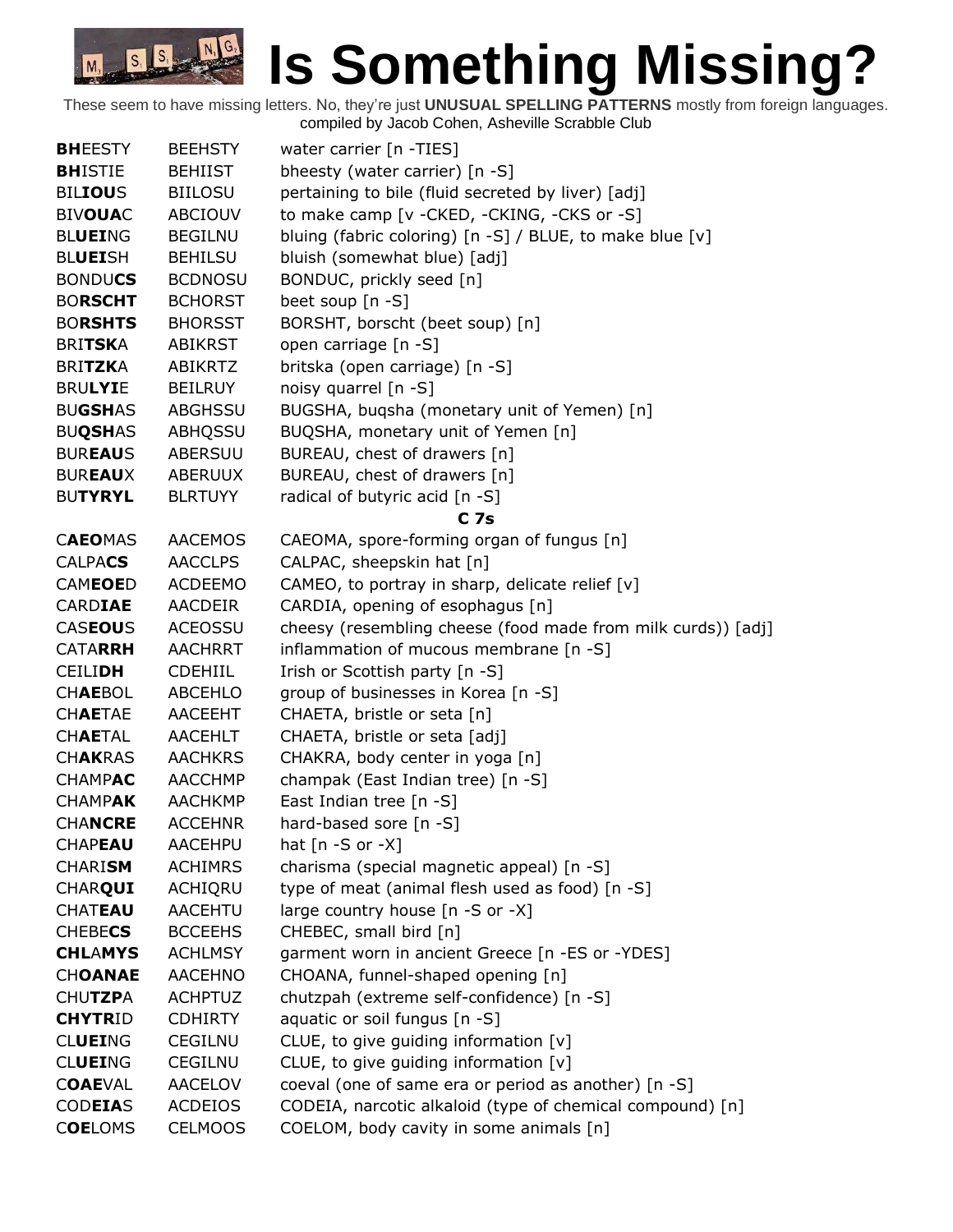# Is Something Missing?

These seem to have missing letters. No, they're just **UNUSUAL SPELLING PATTERNS** mostly from foreign languages.
compiled by Jacob Cohen, Asheville Scrabble Club

| | | |
|---|---|---|
| **BH**EESTY | BEEHSTY | water carrier [n -TIES] |
| **BH**ISTIE | BEHIIST | bheesty (water carrier) [n -S] |
| BIL**IOU**S | BIILOSU | pertaining to bile (fluid secreted by liver) [adj] |
| BIV**OUA**C | ABCIOUV | to make camp [v -CKED, -CKING, -CKS or -S] |
| BL**UEI**NG | BEGILNU | bluing (fabric coloring) [n -S] / BLUE, to make blue [v] |
| BL**UEI**SH | BEHILSU | bluish (somewhat blue) [adj] |
| BONDU**CS** | BCDNOSU | BONDUC, prickly seed [n] |
| BO**RSCHT** | BCHORST | beet soup [n -S] |
| BO**RSHTS** | BHORSST | BORSHT, borscht (beet soup) [n] |
| BRI**TSK**A | ABIKRST | open carriage [n -S] |
| BRI**TZK**A | ABIKRTZ | britska (open carriage) [n -S] |
| BRU**LYI**E | BEILRUY | noisy quarrel [n -S] |
| BU**GSH**AS | ABGHSSU | BUGSHA, buqsha (monetary unit of Yemen) [n] |
| BU**QSH**AS | ABHQSSU | BUQSHA, monetary unit of Yemen [n] |
| BUR**EAU**S | ABERSUU | BUREAU, chest of drawers [n] |
| BUR**EAU**X | ABERUUX | BUREAU, chest of drawers [n] |
| BU**TYRYL** | BLRTUYY | radical of butyric acid [n -S] |
| | | **C 7s** |
| C**AEO**MAS | AACEMOS | CAEOMA, spore-forming organ of fungus [n] |
| CALPA**CS** | AACCLPS | CALPAC, sheepskin hat [n] |
| CAM**EOE**D | ACDEEMO | CAMEO, to portray in sharp, delicate relief [v] |
| CARD**IAE** | AACDEIR | CARDIA, opening of esophagus [n] |
| CAS**EOU**S | ACEOSSU | cheesy (resembling cheese (food made from milk curds)) [adj] |
| CATA**RRH** | AACHRRT | inflammation of mucous membrane [n -S] |
| CEILI**DH** | CDEHIIL | Irish or Scottish party [n -S] |
| CH**AE**BOL | ABCEHLO | group of businesses in Korea [n -S] |
| CH**AE**TAE | AACEEHT | CHAETA, bristle or seta [n] |
| CH**AE**TAL | AACEHLT | CHAETA, bristle or seta [adj] |
| CH**AK**RAS | AACHKRS | CHAKRA, body center in yoga [n] |
| CHAMP**AC** | AACCHMP | champak (East Indian tree) [n -S] |
| CHAMP**AK** | AACHKMP | East Indian tree [n -S] |
| CHA**NCRE** | ACCEHNR | hard-based sore [n -S] |
| CHAP**EAU** | AACEHPU | hat [n -S or -X] |
| CHARI**SM** | ACHIMRS | charisma (special magnetic appeal) [n -S] |
| CHAR**QUI** | ACHIQRU | type of meat (animal flesh used as food) [n -S] |
| CHAT**EAU** | AACEHTU | large country house [n -S or -X] |
| CHEBE**CS** | BCCEEHS | CHEBEC, small bird [n] |
| **CHL**AMYS | ACHLMSY | garment worn in ancient Greece [n -ES or -YDES] |
| CH**OANAE** | AACEHNO | CHOANA, funnel-shaped opening [n] |
| CHU**TZP**A | ACHPTUZ | chutzpah (extreme self-confidence) [n -S] |
| **CHYTR**ID | CDHIRTY | aquatic or soil fungus [n -S] |
| CL**UEI**NG | CEGILNU | CLUE, to give guiding information [v] |
| CL**UEI**NG | CEGILNU | CLUE, to give guiding information [v] |
| C**OAE**VAL | AACELOV | coeval (one of same era or period as another) [n -S] |
| COD**EIA**S | ACDEIOS | CODEIA, narcotic alkaloid (type of chemical compound) [n] |
| C**OE**LOMS | CELMOOS | COELOM, body cavity in some animals [n] |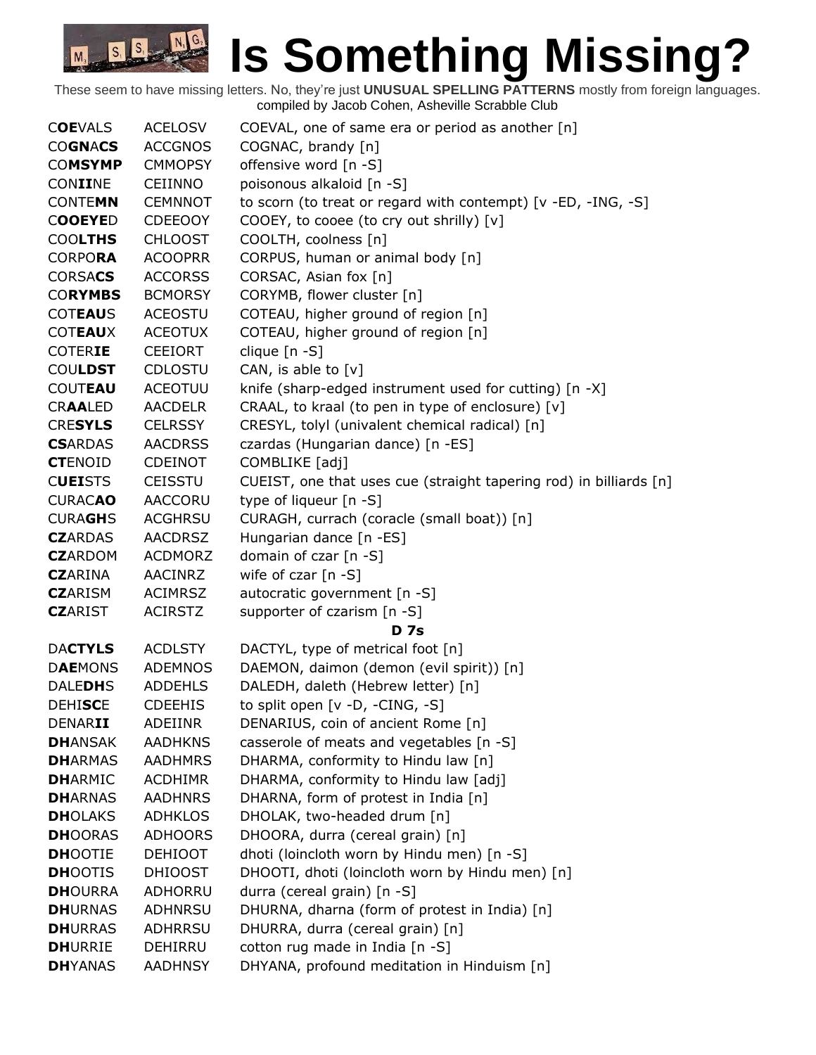# Is Something Missing?

These seem to have missing letters. No, they're just **UNUSUAL SPELLING PATTERNS** mostly from foreign languages.
compiled by Jacob Cohen, Asheville Scrabble Club

| | | |
|---|---|---|
| C**OE**VALS | ACELOSV | COEVAL, one of same era or period as another [n] |
| CO**GN**A**CS** | ACCGNOS | COGNAC, brandy [n] |
| CO**MSYMP** | CMMOPSY | offensive word [n -S] |
| CON**II**NE | CEIINNO | poisonous alkaloid [n -S] |
| CONTE**MN** | CEMNNOT | to scorn (to treat or regard with contempt) [v -ED, -ING, -S] |
| C**OOEYE**D | CDEEOOY | COOEY, to cooee (to cry out shrilly) [v] |
| COO**LTHS** | CHLOOST | COOLTH, coolness [n] |
| CORPO**RA** | ACOOPRR | CORPUS, human or animal body [n] |
| CORSA**CS** | ACCORSS | CORSAC, Asian fox [n] |
| CO**RYMBS** | BCMORSY | CORYMB, flower cluster [n] |
| COT**EAU**S | ACEOSTU | COTEAU, higher ground of region [n] |
| COT**EAU**X | ACEOTUX | COTEAU, higher ground of region [n] |
| COTER**IE** | CEEIORT | clique [n -S] |
| COU**LDST** | CDLOSTU | CAN, is able to [v] |
| COUT**EAU** | ACEOTUU | knife (sharp-edged instrument used for cutting) [n -X] |
| CR**AA**LED | AACDELR | CRAAL, to kraal (to pen in type of enclosure) [v] |
| CRE**SYLS** | CELRSSY | CRESYL, tolyl (univalent chemical radical) [n] |
| **CS**ARDAS | AACDRSS | czardas (Hungarian dance) [n -ES] |
| **CT**ENOID | CDEINOT | COMBLIKE [adj] |
| C**UEI**STS | CEISSTU | CUEIST, one that uses cue (straight tapering rod) in billiards [n] |
| CURAC**AO** | AACCORU | type of liqueur [n -S] |
| CURA**GH**S | ACGHRSU | CURAGH, currach (coracle (small boat)) [n] |
| **CZ**ARDAS | AACDRSZ | Hungarian dance [n -ES] |
| **CZ**ARDOM | ACDMORZ | domain of czar [n -S] |
| **CZ**ARINA | AACINRZ | wife of czar [n -S] |
| **CZ**ARISM | ACIMRSZ | autocratic government [n -S] |
| **CZ**ARIST | ACIRSTZ | supporter of czarism [n -S] |
| | | **D 7s** |
| DA**CTYLS** | ACDLSTY | DACTYL, type of metrical foot [n] |
| D**AE**MONS | ADEMNOS | DAEMON, daimon (demon (evil spirit)) [n] |
| DALE**DH**S | ADDEHLS | DALEDH, daleth (Hebrew letter) [n] |
| DEHI**SC**E | CDEEHIS | to split open [v -D, -CING, -S] |
| DENAR**II** | ADEIINR | DENARIUS, coin of ancient Rome [n] |
| **DH**ANSAK | AADHKNS | casserole of meats and vegetables [n -S] |
| **DH**ARMAS | AADHMRS | DHARMA, conformity to Hindu law [n] |
| **DH**ARMIC | ACDHIMR | DHARMA, conformity to Hindu law [adj] |
| **DH**ARNAS | AADHNRS | DHARNA, form of protest in India [n] |
| **DH**OLAKS | ADHKLOS | DHOLAK, two-headed drum [n] |
| **DH**OORAS | ADHOORS | DHOORA, durra (cereal grain) [n] |
| **DH**OOTIE | DEHIOOT | dhoti (loincloth worn by Hindu men) [n -S] |
| **DH**OOTIS | DHIOOST | DHOOTI, dhoti (loincloth worn by Hindu men) [n] |
| **DH**OURRA | ADHORRU | durra (cereal grain) [n -S] |
| **DH**URNAS | ADHNRSU | DHURNA, dharna (form of protest in India) [n] |
| **DH**URRAS | ADHRRSU | DHURRA, durra (cereal grain) [n] |
| **DH**URRIE | DEHIRRU | cotton rug made in India [n -S] |
| **DH**YANAS | AADHNSY | DHYANA, profound meditation in Hinduism [n] |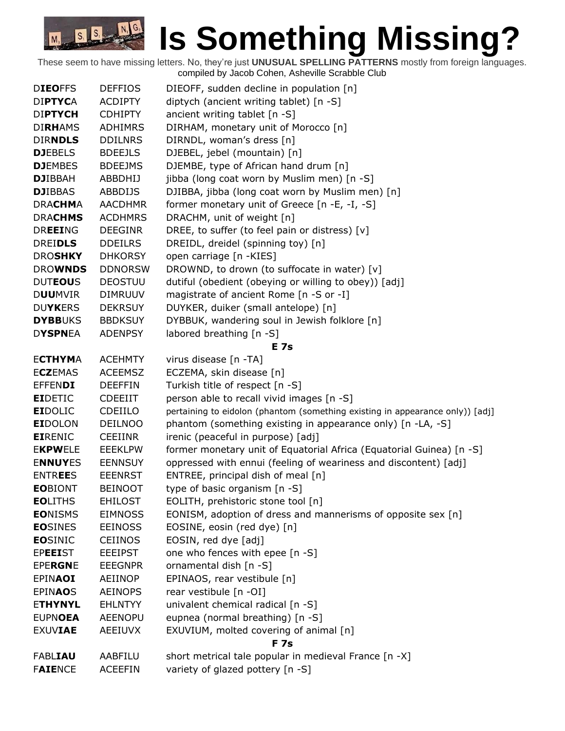# Is Something Missing?

These seem to have missing letters. No, they're just **UNUSUAL SPELLING PATTERNS** mostly from foreign languages.
compiled by Jacob Cohen, Asheville Scrabble Club

| | | |
|---|---|---|
| D**IEO**FFS | DEFFIOS | DIEOFF, sudden decline in population [n] |
| DI**PTYC**A | ACDIPTY | diptych (ancient writing tablet) [n -S] |
| DI**PTYCH** | CDHIPTY | ancient writing tablet [n -S] |
| DI**RH**AMS | ADHIMRS | DIRHAM, monetary unit of Morocco [n] |
| DIR**NDLS** | DDILNRS | DIRNDL, woman's dress [n] |
| **DJ**EBELS | BDEEJLS | DJEBEL, jebel (mountain) [n] |
| **DJ**EMBES | BDEEJMS | DJEMBE, type of African hand drum [n] |
| **DJ**IBBAH | ABBDHIJ | jibba (long coat worn by Muslim men) [n -S] |
| **DJ**IBBAS | ABBDIJS | DJIBBA, jibba (long coat worn by Muslim men) [n] |
| DRA**CHM**A | AACDHMR | former monetary unit of Greece [n -E, -I, -S] |
| DRA**CHMS** | ACDHMRS | DRACHM, unit of weight [n] |
| DR**EEI**NG | DEEGINR | DREE, to suffer (to feel pain or distress) [v] |
| DREI**DLS** | DDEILRS | DREIDL, dreidel (spinning toy) [n] |
| DRO**SHKY** | DHKORSY | open carriage [n -KIES] |
| DRO**WNDS** | DDNORSW | DROWND, to drown (to suffocate in water) [v] |
| DUT**EOU**S | DEOSTUU | dutiful (obedient (obeying or willing to obey)) [adj] |
| D**UU**MVIR | DIMRUUV | magistrate of ancient Rome [n -S or -I] |
| DU**YK**ERS | DEKRSUY | DUYKER, duiker (small antelope) [n] |
| **DYBB**UKS | BBDKSUY | DYBBUK, wandering soul in Jewish folklore [n] |
| D**YSPN**EA | ADENPSY | labored breathing [n -S] |
| | | **E 7s** |
| E**CTHYM**A | ACEHMTY | virus disease [n -TA] |
| E**CZ**EMAS | ACEEMSZ | ECZEMA, skin disease [n] |
| EFFEN**DI** | DEEFFIN | Turkish title of respect [n -S] |
| **EI**DETIC | CDEEIIT | person able to recall vivid images [n -S] |
| **EI**DOLIC | CDEIILO | pertaining to eidolon (phantom (something existing in appearance only)) [adj] |
| **EI**DOLON | DEILNOO | phantom (something existing in appearance only) [n -LA, -S] |
| **EI**RENIC | CEEIINR | irenic (peaceful in purpose) [adj] |
| E**KPW**ELE | EEEKLPW | former monetary unit of Equatorial Africa (Equatorial Guinea) [n -S] |
| E**NNUY**ES | EENNSUY | oppressed with ennui (feeling of weariness and discontent) [adj] |
| ENTR**EE**S | EEENRST | ENTREE, principal dish of meal [n] |
| **EO**BIONT | BEINOOT | type of basic organism [n -S] |
| **EO**LITHS | EHILOST | EOLITH, prehistoric stone tool [n] |
| **EO**NISMS | EIMNOSS | EONISM, adoption of dress and mannerisms of opposite sex [n] |
| **EO**SINES | EEINOSS | EOSINE, eosin (red dye) [n] |
| **EO**SINIC | CEIINOS | EOSIN, red dye [adj] |
| EP**EEI**ST | EEEIPST | one who fences with epee [n -S] |
| EPE**RGN**E | EEEGNPR | ornamental dish [n -S] |
| EPIN**AOI** | AEIINOP | EPINAOS, rear vestibule [n] |
| EPIN**AO**S | AEINOPS | rear vestibule [n -OI] |
| E**THYNYL** | EHLNTYY | univalent chemical radical [n -S] |
| EUPN**OEA** | AEENOPU | eupnea (normal breathing) [n -S] |
| EXUV**IAE** | AEEIUVX | EXUVIUM, molted covering of animal [n] |
| | | **F 7s** |
| FABL**IAU** | AABFILU | short metrical tale popular in medieval France [n -X] |
| F**AIE**NCE | ACEEFIN | variety of glazed pottery [n -S] |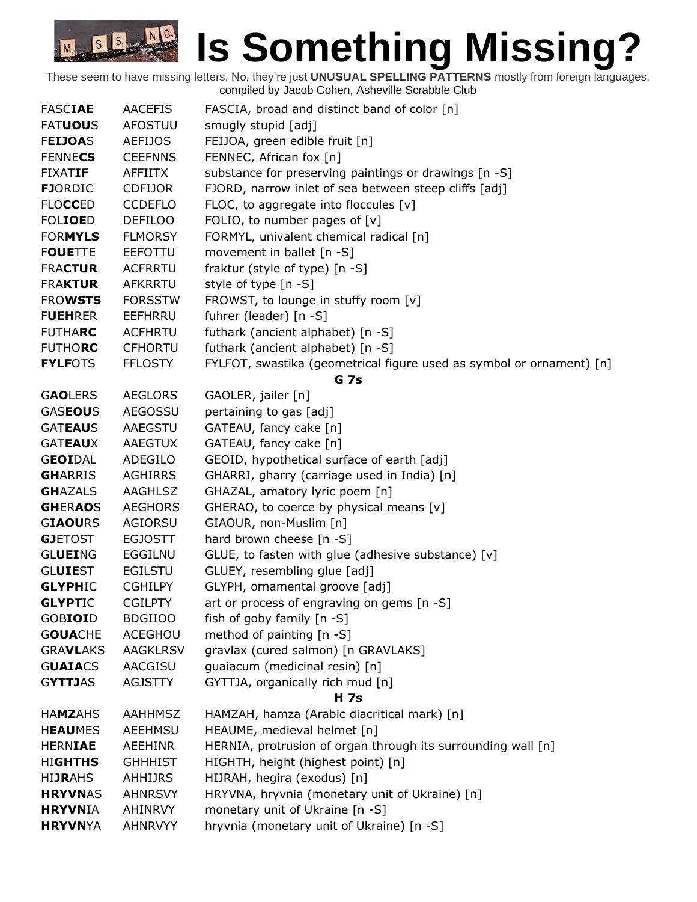# Is Something Missing?

These seem to have missing letters. No, they're just **UNUSUAL SPELLING PATTERNS** mostly from foreign languages.
compiled by Jacob Cohen, Asheville Scrabble Club

| | | |
|---|---|---|
| FASC**IAE** | AACEFIS | FASCIA, broad and distinct band of color [n] |
| FAT**UOU**S | AFOSTUU | smugly stupid [adj] |
| F**EIJOA**S | AEFIJOS | FEIJOA, green edible fruit [n] |
| FENNE**CS** | CEEFNNS | FENNEC, African fox [n] |
| FIXAT**IF** | AFFIITX | substance for preserving paintings or drawings [n -S] |
| **FJ**ORDIC | CDFIJOR | FJORD, narrow inlet of sea between steep cliffs [adj] |
| FLO**CC**ED | CCDEFLO | FLOC, to aggregate into floccules [v] |
| FOL**IOE**D | DEFILOO | FOLIO, to number pages of [v] |
| FOR**MYLS** | FLMORSY | FORMYL, univalent chemical radical [n] |
| F**OUE**TTE | EEFOTTU | movement in ballet [n -S] |
| FRA**CTUR** | ACFRRTU | fraktur (style of type) [n -S] |
| FRA**KTUR** | AFKRRTU | style of type [n -S] |
| FRO**WSTS** | FORSSTW | FROWST, to lounge in stuffy room [v] |
| F**UEH**RER | EEFHRRU | fuhrer (leader) [n -S] |
| FUTHA**RC** | ACFHRTU | futhark (ancient alphabet) [n -S] |
| FUTHO**RC** | CFHORTU | futhark (ancient alphabet) [n -S] |
| **FYLF**OTS | FFLOSTY | FYLFOT, swastika (geometrical figure used as symbol or ornament) [n] |
| | | **G 7s** |
| G**AO**LERS | AEGLORS | GAOLER, jailer [n] |
| GAS**EOU**S | AEGOSSU | pertaining to gas [adj] |
| GAT**EAU**S | AAEGSTU | GATEAU, fancy cake [n] |
| GAT**EAU**X | AAEGTUX | GATEAU, fancy cake [n] |
| G**EOI**DAL | ADEGILO | GEOID, hypothetical surface of earth [adj] |
| **GH**ARRIS | AGHIRRS | GHARRI, gharry (carriage used in India) [n] |
| **GH**AZALS | AAGHLSZ | GHAZAL, amatory lyric poem [n] |
| **GH**ER**AO**S | AEGHORS | GHERAO, to coerce by physical means [v] |
| G**IAOU**RS | AGIORSU | GIAOUR, non-Muslim [n] |
| **GJ**ETOST | EGJOSTT | hard brown cheese [n -S] |
| GL**UEI**NG | EGGILNU | GLUE, to fasten with glue (adhesive substance) [v] |
| GL**UIE**ST | EGILSTU | GLUEY, resembling glue [adj] |
| **GLYPH**IC | CGHILPY | GLYPH, ornamental groove [adj] |
| **GLYPT**IC | CGILPTY | art or process of engraving on gems [n -S] |
| GOB**IOI**D | BDGIIOO | fish of goby family [n -S] |
| G**OUA**CHE | ACEGHOU | method of painting [n -S] |
| GRA**VL**AKS | AAGKLRSV | gravlax (cured salmon) [n GRAVLAKS] |
| G**UAIA**CS | AACGISU | guaiacum (medicinal resin) [n] |
| G**YTTJ**AS | AGJSTTY | GYTTJA, organically rich mud [n] |
| | | **H 7s** |
| HA**MZ**AHS | AAHHMSZ | HAMZAH, hamza (Arabic diacritical mark) [n] |
| H**EAU**MES | AEEHMSU | HEAUME, medieval helmet [n] |
| HERN**IAE** | AEEHINR | HERNIA, protrusion of organ through its surrounding wall [n] |
| HI**GHTHS** | GHHHIST | HIGHTH, height (highest point) [n] |
| HI**JR**AHS | AHHIJRS | HIJRAH, hegira (exodus) [n] |
| **HRYVN**AS | AHNRSVY | HRYVNA, hryvnia (monetary unit of Ukraine) [n] |
| **HRYVN**IA | AHINRVY | monetary unit of Ukraine [n -S] |
| **HRYVN**YA | AHNRVYY | hryvnia (monetary unit of Ukraine) [n -S] |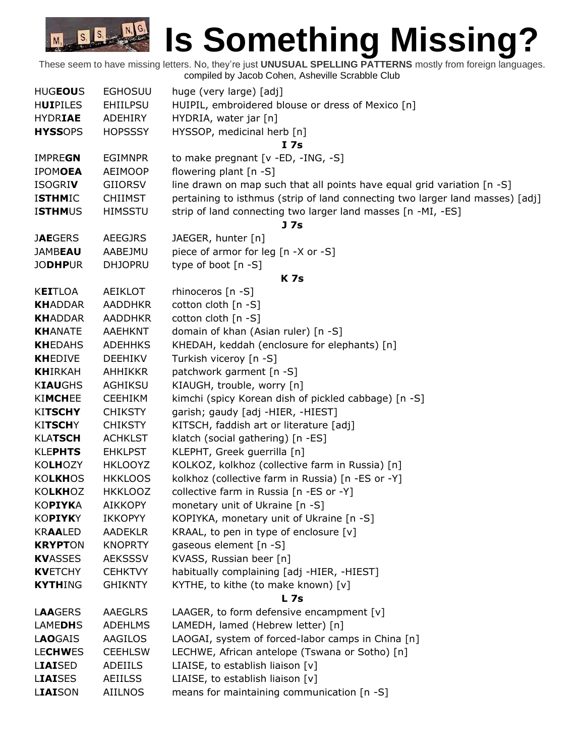# Is Something Missing?

These seem to have missing letters. No, they're just **UNUSUAL SPELLING PATTERNS** mostly from foreign languages.
compiled by Jacob Cohen, Asheville Scrabble Club

| | | |
|---|---|---|
| HUG**EOU**S | EGHOSUU | huge (very large) [adj] |
| H**UI**PILES | EHIILPSU | HUIPIL, embroidered blouse or dress of Mexico [n] |
| HYDR**IAE** | ADEHIRY | HYDRIA, water jar [n] |
| **HYSS**OPS | HOPSSSY | HYSSOP, medicinal herb [n] |
| | | **I 7s** |
| IMPRE**GN** | EGIMNPR | to make pregnant [v -ED, -ING, -S] |
| IPOM**OEA** | AEIMOOP | flowering plant [n -S] |
| ISOGRI**V** | GIIORSV | line drawn on map such that all points have equal grid variation [n -S] |
| I**STHM**IC | CHIIMST | pertaining to isthmus (strip of land connecting two larger land masses) [adj] |
| I**STHM**US | HIMSSTU | strip of land connecting two larger land masses [n -MI, -ES] |
| | | **J 7s** |
| J**AE**GERS | AEEGJRS | JAEGER, hunter [n] |
| JAMB**EAU** | AABEJMU | piece of armor for leg [n -X or -S] |
| JO**DHP**UR | DHJOPRU | type of boot [n -S] |
| | | **K 7s** |
| K**EI**TLOA | AEIKLOT | rhinoceros [n -S] |
| **KH**ADDAR | AADDHKR | cotton cloth [n -S] |
| **KH**ADDAR | AADDHKR | cotton cloth [n -S] |
| **KH**ANATE | AAEHKNT | domain of khan (Asian ruler) [n -S] |
| **KH**EDAHS | ADEHHKS | KHEDAH, keddah (enclosure for elephants) [n] |
| **KH**EDIVE | DEEHIKV | Turkish viceroy [n -S] |
| **KH**IRKAH | AHHIKKR | patchwork garment [n -S] |
| K**IAU**GHS | AGHIKSU | KIAUGH, trouble, worry [n] |
| KI**MCH**EE | CEEHIKM | kimchi (spicy Korean dish of pickled cabbage) [n -S] |
| KI**TSCHY** | CHIKSTY | garish; gaudy [adj -HIER, -HIEST] |
| KI**TSCH**Y | CHIKSTY | KITSCH, faddish art or literature [adj] |
| KLA**TSCH** | ACHKLST | klatch (social gathering) [n -ES] |
| KLE**PHTS** | EHKLPST | KLEPHT, Greek guerrilla [n] |
| KO**LH**OZY | HKLOOYZ | KOLKOZ, kolkhoz (collective farm in Russia) [n] |
| KO**LKH**OS | HKKLOOS | kolkhoz (collective farm in Russia) [n -ES or -Y] |
| KO**LKH**OZ | HKKLOOZ | collective farm in Russia [n -ES or -Y] |
| KO**PIYK**A | AIKKOPY | monetary unit of Ukraine [n -S] |
| KO**PIYK**Y | IKKOPYY | KOPIYKA, monetary unit of Ukraine [n -S] |
| KR**AA**LED | AADEKLR | KRAAL, to pen in type of enclosure [v] |
| **KRYPT**ON | KNOPRTY | gaseous element [n -S] |
| **KV**ASSES | AEKSSSV | KVASS, Russian beer [n] |
| **KV**ETCHY | CEHKTVY | habitually complaining [adj -HIER, -HIEST] |
| **KYTH**ING | GHIKNTY | KYTHE, to kithe (to make known) [v] |
| | | **L 7s** |
| L**AA**GERS | AAEGLRS | LAAGER, to form defensive encampment [v] |
| LAME**DH**S | ADEHLMS | LAMEDH, lamed (Hebrew letter) [n] |
| L**AO**GAIS | AAGILOS | LAOGAI, system of forced-labor camps in China [n] |
| LE**CHW**ES | CEEHLSW | LECHWE, African antelope (Tswana or Sotho) [n] |
| L**IAI**SED | ADEIILS | LIAISE, to establish liaison [v] |
| L**IAI**SES | AEIILSS | LIAISE, to establish liaison [v] |
| L**IAI**SON | AIILNOS | means for maintaining communication [n -S] |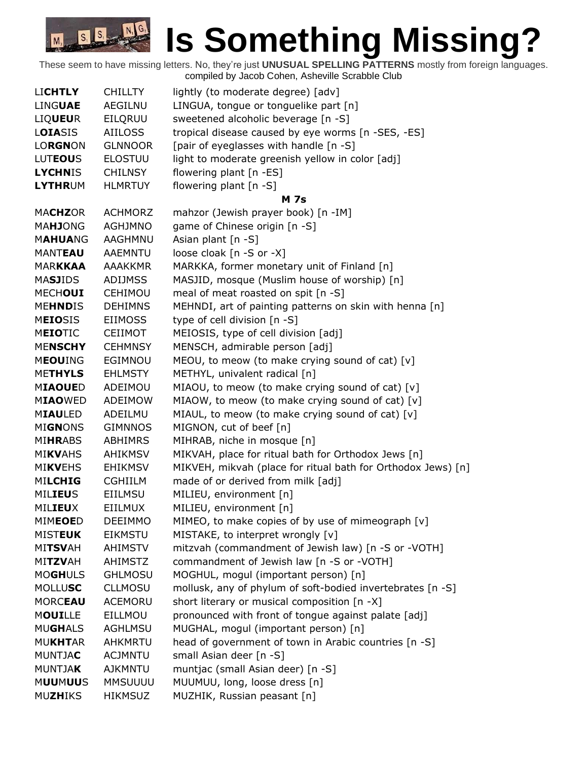# Is Something Missing?

These seem to have missing letters. No, they're just **UNUSUAL SPELLING PATTERNS** mostly from foreign languages.
compiled by Jacob Cohen, Asheville Scrabble Club

| | | |
|---|---|---|
| LI**CHTLY** | CHILLTY | lightly (to moderate degree) [adv] |
| LING**UAE** | AEGILNU | LINGUA, tongue or tonguelike part [n] |
| LI**QUEU**R | EILQRUU | sweetened alcoholic beverage [n -S] |
| L**OIA**SIS | AIILOSS | tropical disease caused by eye worms [n -SES, -ES] |
| LO**RGN**ON | GLNNOOR | [pair of eyeglasses with handle [n -S] |
| LUT**EOU**S | ELOSTUU | light to moderate greenish yellow in color [adj] |
| **LYCHN**IS | CHILNSY | flowering plant [n -ES] |
| **LYTHR**UM | HLMRTUY | flowering plant [n -S] |

**M 7s**

| | | |
|---|---|---|
| MA**CHZ**OR | ACHMORZ | mahzor (Jewish prayer book) [n -IM] |
| MA**HJ**ONG | AGHJMNO | game of Chinese origin [n -S] |
| M**AHUA**NG | AAGHMNU | Asian plant [n -S] |
| MANT**EAU** | AAEMNTU | loose cloak [n -S or -X] |
| MAR**KKAA** | AAAKKMR | MARKKA, former monetary unit of Finland [n] |
| MA**SJ**IDS | ADIJMSS | MASJID, mosque (Muslim house of worship) [n] |
| MECH**OUI** | CEHIMOU | meal of meat roasted on spit [n -S] |
| ME**HND**IS | DEHIMNS | MEHNDI, art of painting patterns on skin with henna [n] |
| M**EIO**SIS | EIIMOSS | type of cell division [n -S] |
| M**EIO**TIC | CEIIMOT | MEIOSIS, type of cell division [adj] |
| ME**NSCHY** | CEHMNSY | MENSCH, admirable person [adj] |
| M**EOU**ING | EGIMNOU | MEOU, to meow (to make crying sound of cat) [v] |
| ME**THYLS** | EHLMSTY | METHYL, univalent radical [n] |
| M**IAOUE**D | ADEIMOU | MIAOU, to meow (to make crying sound of cat) [v] |
| M**IAO**WED | ADEIMOW | MIAOW, to meow (to make crying sound of cat) [v] |
| M**IAU**LED | ADEILMU | MIAUL, to meow (to make crying sound of cat) [v] |
| MI**GN**ONS | GIMNNOS | MIGNON, cut of beef [n] |
| MI**HR**ABS | ABHIMRS | MIHRAB, niche in mosque [n] |
| MI**KV**AHS | AHIKMSV | MIKVAH, place for ritual bath for Orthodox Jews [n] |
| MI**KV**EHS | EHIKMSV | MIKVEH, mikvah (place for ritual bath for Orthodox Jews) [n] |
| MI**LCHIG** | CGHIILM | made of or derived from milk [adj] |
| MIL**IEU**S | EIILMSU | MILIEU, environment [n] |
| MIL**IEU**X | EIILMUX | MILIEU, environment [n] |
| MIM**EOE**D | DEEIMMO | MIMEO, to make copies of by use of mimeograph [v] |
| MIST**EUK** | EIKMSTU | MISTAKE, to interpret wrongly [v] |
| MI**TSV**AH | AHIMSTV | mitzvah (commandment of Jewish law) [n -S or -VOTH] |
| MI**TZV**AH | AHIMSTZ | commandment of Jewish law [n -S or -VOTH] |
| MO**GH**ULS | GHLMOSU | MOGHUL, mogul (important person) [n] |
| MOLLU**SC** | CLLMOSU | mollusk, any of phylum of soft-bodied invertebrates [n -S] |
| MORC**EAU** | ACEMORU | short literary or musical composition [n -X] |
| M**OUI**LLE | EILLMOU | pronounced with front of tongue against palate [adj] |
| MU**GH**ALS | AGHLMSU | MUGHAL, mogul (important person) [n] |
| MU**KHT**AR | AHKMRTU | head of government of town in Arabic countries [n -S] |
| MUNTJA**C** | ACJMNTU | small Asian deer [n -S] |
| MUNTJA**K** | AJKMNTU | muntjac (small Asian deer) [n -S] |
| M**UU**M**UU**S | MMSUUUU | MUUMUU, long, loose dress [n] |
| MU**ZH**IKS | HIKMSUZ | MUZHIK, Russian peasant [n] |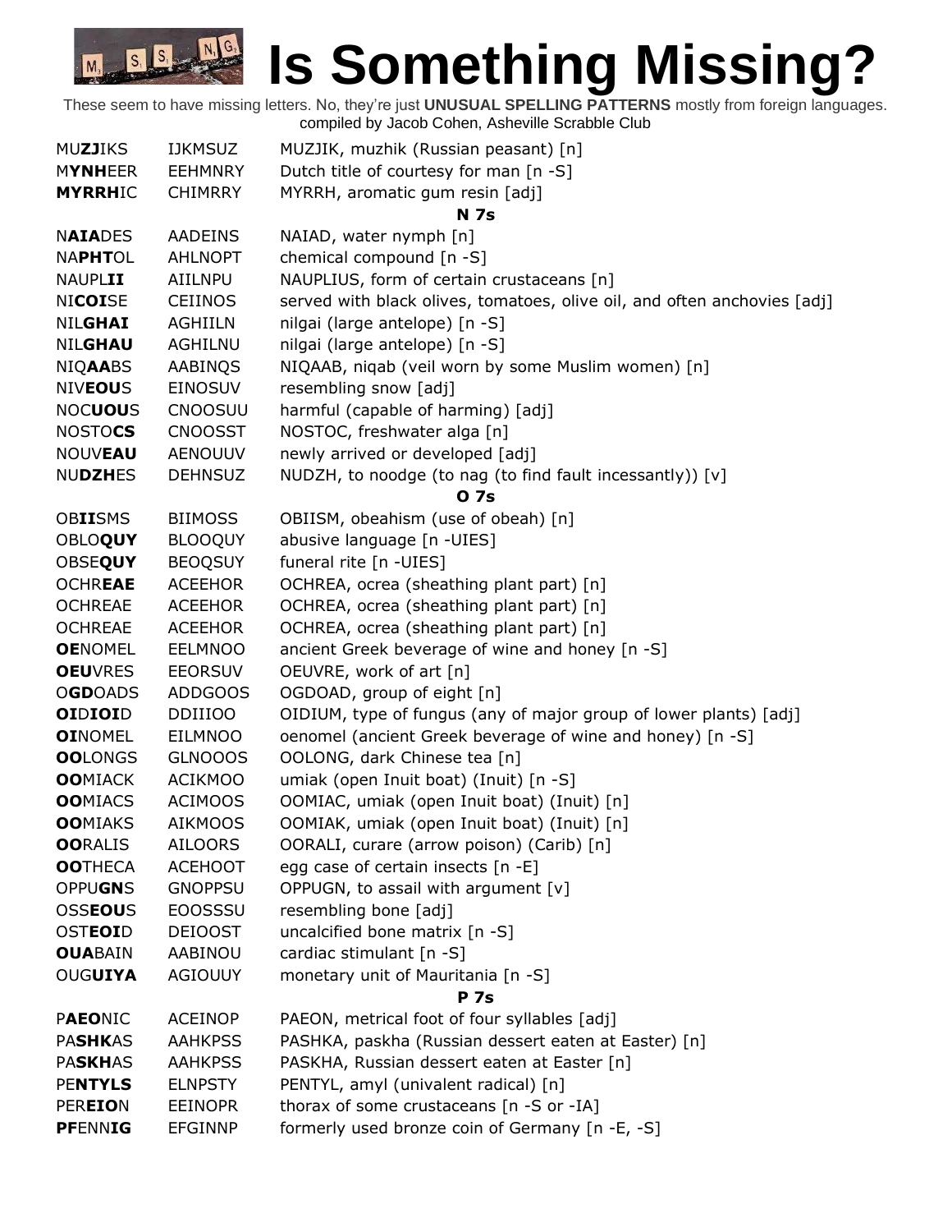# Is Something Missing?

These seem to have missing letters. No, they're just **UNUSUAL SPELLING PATTERNS** mostly from foreign languages.
compiled by Jacob Cohen, Asheville Scrabble Club

| | | |
|---|---|---|
| MU**ZJ**IKS | IJKMSUZ | MUZJIK, muzhik (Russian peasant) [n] |
| M**YNH**EER | EEHMNRY | Dutch title of courtesy for man [n -S] |
| **MYRRH**IC | CHIMRRY | MYRRH, aromatic gum resin [adj] |
| | | **N 7s** |
| N**AIA**DES | AADEINS | NAIAD, water nymph [n] |
| NA**PHT**OL | AHLNOPT | chemical compound [n -S] |
| NAUPL**II** | AIILNPU | NAUPLIUS, form of certain crustaceans [n] |
| NI**COI**SE | CEIINOS | served with black olives, tomatoes, olive oil, and often anchovies [adj] |
| NIL**GHAI** | AGHIILN | nilgai (large antelope) [n -S] |
| NIL**GHAU** | AGHILNU | nilgai (large antelope) [n -S] |
| NIQ**AA**BS | AABINQS | NIQAAB, niqab (veil worn by some Muslim women) [n] |
| NIV**EOU**S | EINOSUV | resembling snow [adj] |
| NOC**UOU**S | CNOOSUU | harmful (capable of harming) [adj] |
| NOSTO**CS** | CNOOSST | NOSTOC, freshwater alga [n] |
| NOUV**EAU** | AENOUUV | newly arrived or developed [adj] |
| NU**DZH**ES | DEHNSUZ | NUDZH, to noodge (to nag (to find fault incessantly)) [v] |
| | | **O 7s** |
| OB**II**SMS | BIIMOSS | OBIISM, obeahism (use of obeah) [n] |
| OBLO**QUY** | BLOOQUY | abusive language [n -UIES] |
| OBSE**QUY** | BEOQSUY | funeral rite [n -UIES] |
| OCHR**EAE** | ACEEHOR | OCHREA, ocrea (sheathing plant part) [n] |
| OCHREAE | ACEEHOR | OCHREA, ocrea (sheathing plant part) [n] |
| OCHREAE | ACEEHOR | OCHREA, ocrea (sheathing plant part) [n] |
| **OE**NOMEL | EELMNOO | ancient Greek beverage of wine and honey [n -S] |
| **OEU**VRES | EEORSUV | OEUVRE, work of art [n] |
| O**GD**OADS | ADDGOOS | OGDOAD, group of eight [n] |
| **OI**D**IOI**D | DDIIIOO | OIDIUM, type of fungus (any of major group of lower plants) [adj] |
| **OI**NOMEL | EILMNOO | oenomel (ancient Greek beverage of wine and honey) [n -S] |
| **OO**LONGS | GLNOOOS | OOLONG, dark Chinese tea [n] |
| **OO**MIACK | ACIKMOO | umiak (open Inuit boat) (Inuit) [n -S] |
| **OO**MIACS | ACIMOOS | OOMIAC, umiak (open Inuit boat) (Inuit) [n] |
| **OO**MIAKS | AIKMOOS | OOMIAK, umiak (open Inuit boat) (Inuit) [n] |
| **OO**RALIS | AILOORS | OORALI, curare (arrow poison) (Carib) [n] |
| **OO**THECA | ACEHOOT | egg case of certain insects [n -E] |
| OPPU**GN**S | GNOPPSU | OPPUGN, to assail with argument [v] |
| OSS**EOU**S | EOOSSSU | resembling bone [adj] |
| OST**EOI**D | DEIOOST | uncalcified bone matrix [n -S] |
| **OUA**BAIN | AABINOU | cardiac stimulant [n -S] |
| OUG**UIYA** | AGIOUUY | monetary unit of Mauritania [n -S] |
| | | **P 7s** |
| P**AEO**NIC | ACEINOP | PAEON, metrical foot of four syllables [adj] |
| PA**SHK**AS | AAHKPSS | PASHKA, paskha (Russian dessert eaten at Easter) [n] |
| PA**SKH**AS | AAHKPSS | PASKHA, Russian dessert eaten at Easter [n] |
| PE**NTYLS** | ELNPSTY | PENTYL, amyl (univalent radical) [n] |
| PER**EIO**N | EEINOPR | thorax of some crustaceans [n -S or -IA] |
| **PF**ENN**IG** | EFGINNP | formerly used bronze coin of Germany [n -E, -S] |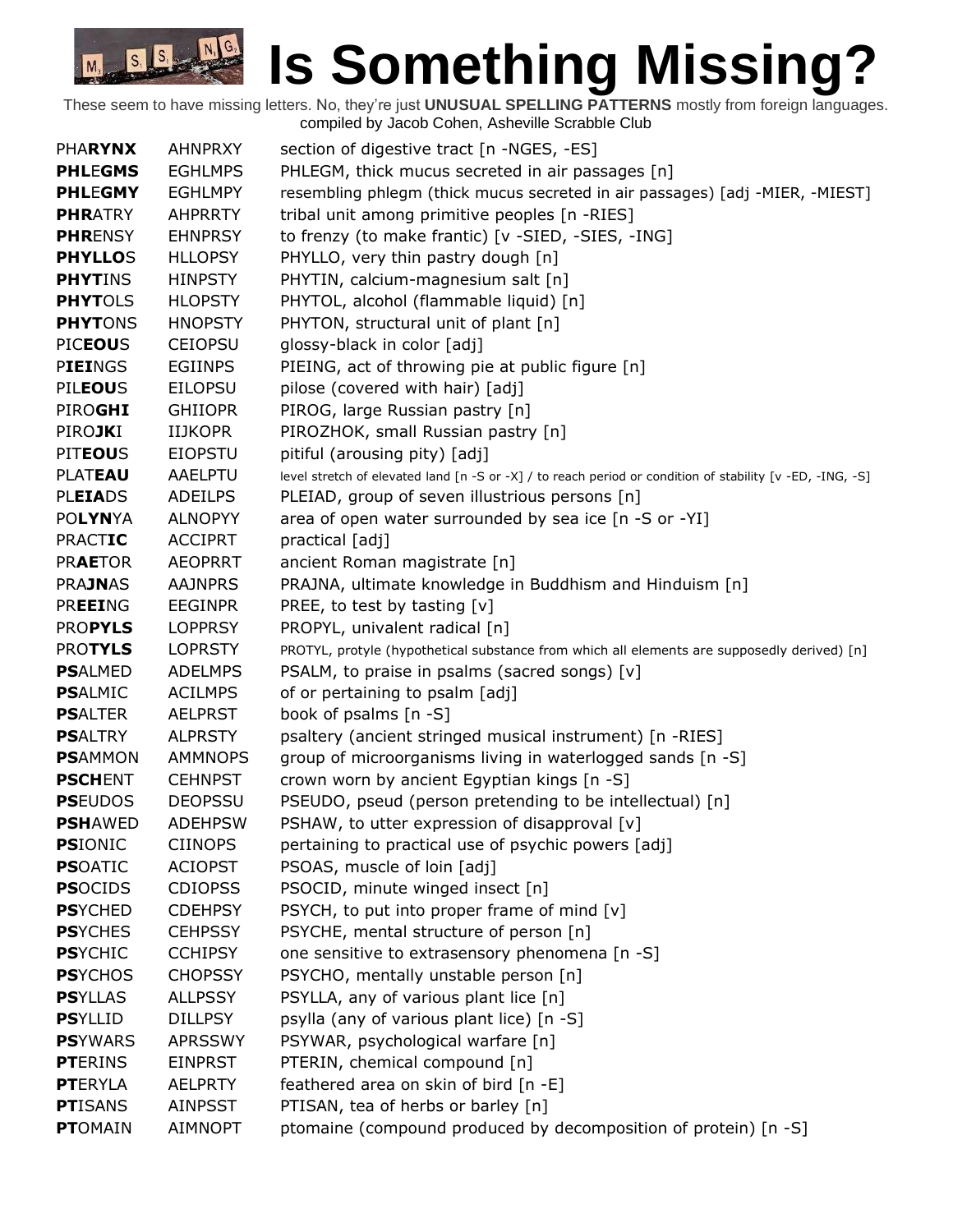# Is Something Missing?

These seem to have missing letters. No, they're just **UNUSUAL SPELLING PATTERNS** mostly from foreign languages.
compiled by Jacob Cohen, Asheville Scrabble Club

| | | |
|---|---|---|
| PHA**RYNX** | AHNPRXY | section of digestive tract [n -NGES, -ES] |
| **PHLE**G**MS** | EGHLMPS | PHLEGM, thick mucus secreted in air passages [n] |
| **PHLE**G**MY** | EGHLMPY | resembling phlegm (thick mucus secreted in air passages) [adj -MIER, -MIEST] |
| **PHR**ATRY | AHPRRTY | tribal unit among primitive peoples [n -RIES] |
| **PHR**ENSY | EHNPRSY | to frenzy (to make frantic) [v -SIED, -SIES, -ING] |
| **PHYLLO**S | HLLOPSY | PHYLLO, very thin pastry dough [n] |
| **PHYT**INS | HINPSTY | PHYTIN, calcium-magnesium salt [n] |
| **PHYT**OLS | HLOPSTY | PHYTOL, alcohol (flammable liquid) [n] |
| **PHYT**ONS | HNOPSTY | PHYTON, structural unit of plant [n] |
| PIC**EOU**S | CEIOPSU | glossy-black in color [adj] |
| P**IEI**NGS | EGIINPS | PIEING, act of throwing pie at public figure [n] |
| PIL**EOU**S | EILOPSU | pilose (covered with hair) [adj] |
| PIRO**GHI** | GHIIOPR | PIROG, large Russian pastry [n] |
| PIRO**JK**I | IIJKOPR | PIROZHOK, small Russian pastry [n] |
| PIT**EOU**S | EIOPSTU | pitiful (arousing pity) [adj] |
| PLAT**EAU** | AAELPTU | level stretch of elevated land [n -S or -X] / to reach period or condition of stability [v -ED, -ING, -S] |
| PL**EIA**DS | ADEILPS | PLEIAD, group of seven illustrious persons [n] |
| PO**LYN**YA | ALNOPYY | area of open water surrounded by sea ice [n -S or -YI] |
| PRACT**IC** | ACCIPRT | practical [adj] |
| PR**AE**TOR | AEOPRRT | ancient Roman magistrate [n] |
| PRA**JN**AS | AAJNPRS | PRAJNA, ultimate knowledge in Buddhism and Hinduism [n] |
| PR**EEI**NG | EEGINPR | PREE, to test by tasting [v] |
| PRO**PYLS** | LOPPRSY | PROPYL, univalent radical [n] |
| PRO**TYLS** | LOPRSTY | PROTYL, protyle (hypothetical substance from which all elements are supposedly derived) [n] |
| **PS**ALMED | ADELMPS | PSALM, to praise in psalms (sacred songs) [v] |
| **PS**ALMIC | ACILMPS | of or pertaining to psalm [adj] |
| **PS**ALTER | AELPRST | book of psalms [n -S] |
| **PS**ALTRY | ALPRSTY | psaltery (ancient stringed musical instrument) [n -RIES] |
| **PS**AMMON | AMMNOPS | group of microorganisms living in waterlogged sands [n -S] |
| **PSCH**ENT | CEHNPST | crown worn by ancient Egyptian kings [n -S] |
| **PS**EUDOS | DEOPSSU | PSEUDO, pseud (person pretending to be intellectual) [n] |
| **PSH**AWED | ADEHPSW | PSHAW, to utter expression of disapproval [v] |
| **PS**IONIC | CIINOPS | pertaining to practical use of psychic powers [adj] |
| **PS**OATIC | ACIOPST | PSOAS, muscle of loin [adj] |
| **PS**OCIDS | CDIOPSS | PSOCID, minute winged insect [n] |
| **PS**YCHED | CDEHPSY | PSYCH, to put into proper frame of mind [v] |
| **PS**YCHES | CEHPSSY | PSYCHE, mental structure of person [n] |
| **PS**YCHIC | CCHIPSY | one sensitive to extrasensory phenomena [n -S] |
| **PS**YCHOS | CHOPSSY | PSYCHO, mentally unstable person [n] |
| **PS**YLLAS | ALLPSSY | PSYLLA, any of various plant lice [n] |
| **PS**YLLID | DILLPSY | psylla (any of various plant lice) [n -S] |
| **PS**YWARS | APRSSWY | PSYWAR, psychological warfare [n] |
| **PT**ERINS | EINPRST | PTERIN, chemical compound [n] |
| **PT**ERYLA | AELPRTY | feathered area on skin of bird [n -E] |
| **PT**ISANS | AINPSST | PTISAN, tea of herbs or barley [n] |
| **PT**OMAIN | AIMNOPT | ptomaine (compound produced by decomposition of protein) [n -S] |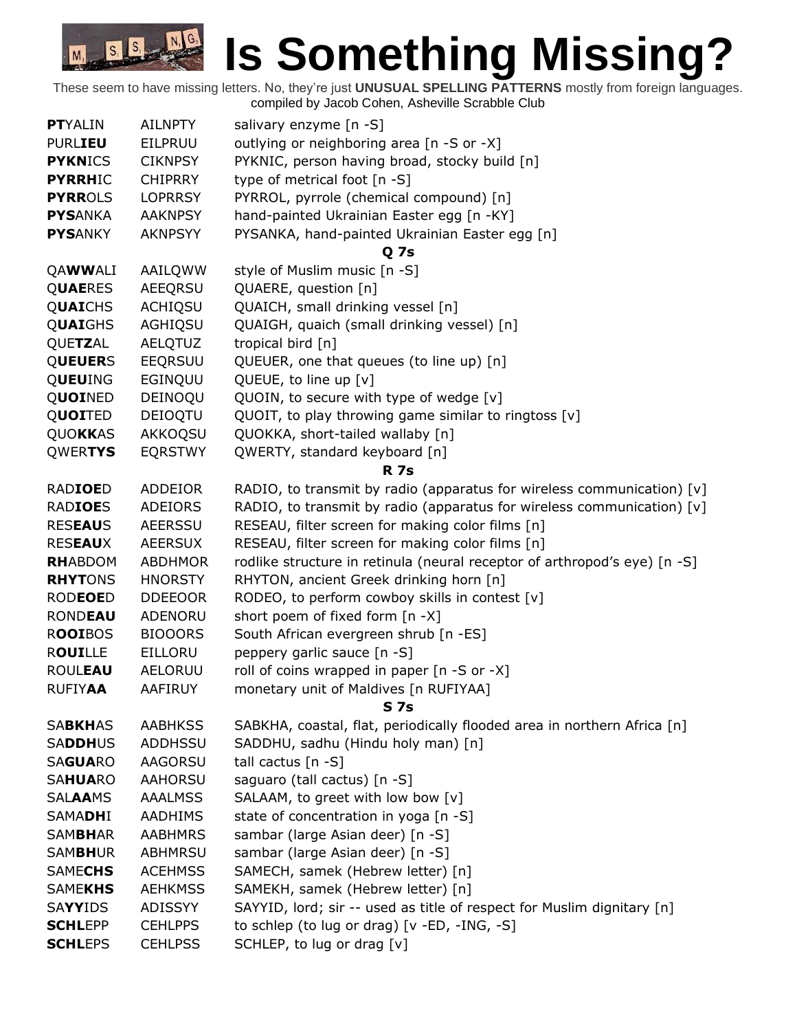# Is Something Missing?

These seem to have missing letters. No, they're just **UNUSUAL SPELLING PATTERNS** mostly from foreign languages.
compiled by Jacob Cohen, Asheville Scrabble Club

| | | |
|---|---|---|
| **PT**YALIN | AILNPTY | salivary enzyme [n -S] |
| PURL**IEU** | EILPRUU | outlying or neighboring area [n -S or -X] |
| **PYKN**ICS | CIKNPSY | PYKNIC, person having broad, stocky build [n] |
| **PYRRH**IC | CHIPRRY | type of metrical foot [n -S] |
| **PYRR**OLS | LOPRRSY | PYRROL, pyrrole (chemical compound) [n] |
| **PYS**ANKA | AAKNPSY | hand-painted Ukrainian Easter egg [n -KY] |
| **PYS**ANKY | AKNPSYY | PYSANKA, hand-painted Ukrainian Easter egg [n] |
| | | **Q 7s** |
| QA**WW**ALI | AAILQWW | style of Muslim music [n -S] |
| Q**UAE**RES | AEEQRSU | QUAERE, question [n] |
| Q**UAI**CHS | ACHIQSU | QUAICH, small drinking vessel [n] |
| Q**UAI**GHS | AGHIQSU | QUAIGH, quaich (small drinking vessel) [n] |
| QUE**TZ**AL | AELQTUZ | tropical bird [n] |
| Q**UEUER**S | EEQRSUU | QUEUER, one that queues (to line up) [n] |
| Q**UEU**ING | EGINQUU | QUEUE, to line up [v] |
| Q**UOI**NED | DEINOQU | QUOIN, to secure with type of wedge [v] |
| Q**UOI**TED | DEIOQTU | QUOIT, to play throwing game similar to ringtoss [v] |
| QUO**KK**AS | AKKOQSU | QUOKKA, short-tailed wallaby [n] |
| QWER**TYS** | EQRSTWY | QWERTY, standard keyboard [n] |
| | | **R 7s** |
| RAD**IOE**D | ADDEIOR | RADIO, to transmit by radio (apparatus for wireless communication) [v] |
| RAD**IOE**S | ADEIORS | RADIO, to transmit by radio (apparatus for wireless communication) [v] |
| RES**EAU**S | AEERSSU | RESEAU, filter screen for making color films [n] |
| RES**EAU**X | AEERSUX | RESEAU, filter screen for making color films [n] |
| **RH**ABDOM | ABDHMOR | rodlike structure in retinula (neural receptor of arthropod's eye) [n -S] |
| **RHYT**ONS | HNORSTY | RHYTON, ancient Greek drinking horn [n] |
| ROD**EOE**D | DDEEOOR | RODEO, to perform cowboy skills in contest [v] |
| ROND**EAU** | ADENORU | short poem of fixed form [n -X] |
| R**OOI**BOS | BIOOORS | South African evergreen shrub [n -ES] |
| R**OUI**LLE | EILLORU | peppery garlic sauce [n -S] |
| ROUL**EAU** | AELORUU | roll of coins wrapped in paper [n -S or -X] |
| RUFIY**AA** | AAFIRUY | monetary unit of Maldives [n RUFIYAA] |
| | | **S 7s** |
| SA**BKH**AS | AABHKSS | SABKHA, coastal, flat, periodically flooded area in northern Africa [n] |
| SA**DDH**US | ADDHSSU | SADDHU, sadhu (Hindu holy man) [n] |
| SA**GUA**RO | AAGORSU | tall cactus [n -S] |
| SA**HUA**RO | AAHORSU | saguaro (tall cactus) [n -S] |
| SAL**AA**MS | AAALMSS | SALAAM, to greet with low bow [v] |
| SAMA**DH**I | AADHIMS | state of concentration in yoga [n -S] |
| SAM**BH**AR | AABHMRS | sambar (large Asian deer) [n -S] |
| SAM**BH**UR | ABHMRSU | sambar (large Asian deer) [n -S] |
| SAME**CHS** | ACEHMSS | SAMECH, samek (Hebrew letter) [n] |
| SAME**KHS** | AEHKMSS | SAMEKH, samek (Hebrew letter) [n] |
| SA**YY**IDS | ADISSYY | SAYYID, lord; sir -- used as title of respect for Muslim dignitary [n] |
| **SCHL**EPP | CEHLPPS | to schlep (to lug or drag) [v -ED, -ING, -S] |
| **SCHL**EPS | CEHLPSS | SCHLEP, to lug or drag [v] |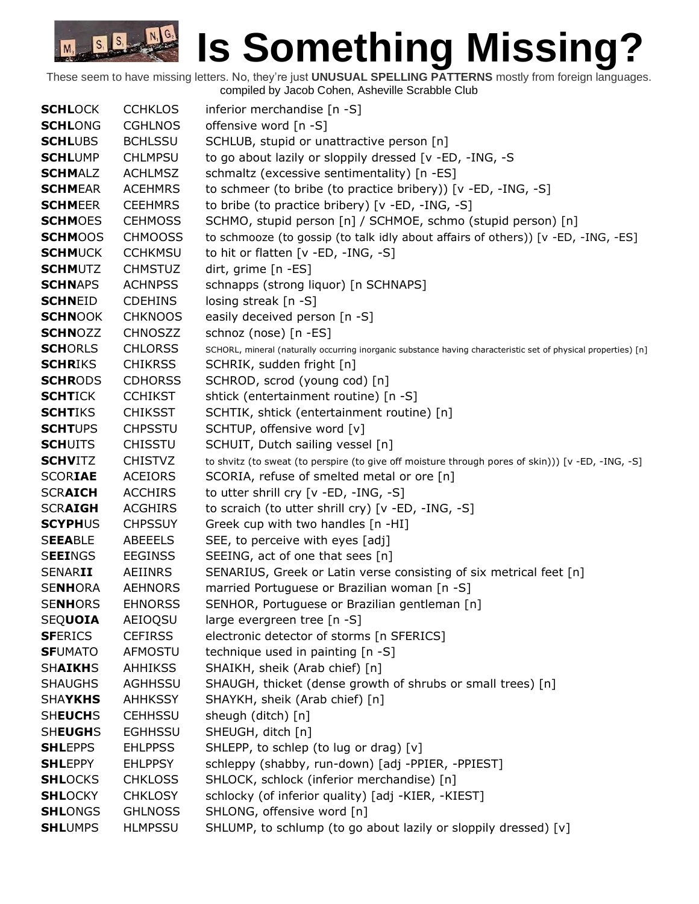# Is Something Missing?

These seem to have missing letters. No, they're just **UNUSUAL SPELLING PATTERNS** mostly from foreign languages.
compiled by Jacob Cohen, Asheville Scrabble Club

| | | |
|---|---|---|
| **SCHL**OCK | CCHKLOS | inferior merchandise [n -S] |
| **SCHL**ONG | CGHLNOS | offensive word [n -S] |
| **SCHL**UBS | BCHLSSU | SCHLUB, stupid or unattractive person [n] |
| **SCHL**UMP | CHLMPSU | to go about lazily or sloppily dressed [v -ED, -ING, -S |
| **SCHM**ALZ | ACHLMSZ | schmaltz (excessive sentimentality) [n -ES] |
| **SCHM**EAR | ACEHMRS | to schmeer (to bribe (to practice bribery)) [v -ED, -ING, -S] |
| **SCHM**EER | CEEHMRS | to bribe (to practice bribery) [v -ED, -ING, -S] |
| **SCHM**OES | CEHMOSS | SCHMO, stupid person [n] / SCHMOE, schmo (stupid person) [n] |
| **SCHM**OOS | CHMOOSS | to schmooze (to gossip (to talk idly about affairs of others)) [v -ED, -ING, -ES] |
| **SCHM**UCK | CCHKMSU | to hit or flatten [v -ED, -ING, -S] |
| **SCHM**UTZ | CHMSTUZ | dirt, grime [n -ES] |
| **SCHN**APS | ACHNPSS | schnapps (strong liquor) [n SCHNAPS] |
| **SCHN**EID | CDEHINS | losing streak [n -S] |
| **SCHN**OOK | CHKNOOS | easily deceived person [n -S] |
| **SCHN**OZZ | CHNOSZZ | schnoz (nose) [n -ES] |
| **SCH**ORLS | CHLORSS | SCHORL, mineral (naturally occurring inorganic substance having characteristic set of physical properties) [n] |
| **SCHR**IKS | CHIKRSS | SCHRIK, sudden fright [n] |
| **SCHR**ODS | CDHORSS | SCHROD, scrod (young cod) [n] |
| **SCHT**ICK | CCHIKST | shtick (entertainment routine) [n -S] |
| **SCHT**IKS | CHIKSST | SCHTIK, shtick (entertainment routine) [n] |
| **SCHT**UPS | CHPSSTU | SCHTUP, offensive word [v] |
| **SCH**UITS | CHISSTU | SCHUIT, Dutch sailing vessel [n] |
| **SCHV**ITZ | CHISTVZ | to shvitz (to sweat (to perspire (to give off moisture through pores of skin))) [v -ED, -ING, -S] |
| SCOR**IAE** | ACEIORS | SCORIA, refuse of smelted metal or ore [n] |
| SCR**AICH** | ACCHIRS | to utter shrill cry [v -ED, -ING, -S] |
| SCR**AIGH** | ACGHIRS | to scraich (to utter shrill cry) [v -ED, -ING, -S] |
| **SCYPH**US | CHPSSUY | Greek cup with two handles [n -HI] |
| S**EEA**BLE | ABEEELS | SEE, to perceive with eyes [adj] |
| S**EEI**NGS | EEGINSS | SEEING, act of one that sees [n] |
| SENAR**II** | AEIINRS | SENARIUS, Greek or Latin verse consisting of six metrical feet [n] |
| SE**NH**ORA | AEHNORS | married Portuguese or Brazilian woman [n -S] |
| SE**NH**ORS | EHNORSS | SENHOR, Portuguese or Brazilian gentleman [n] |
| SEQ**UOIA** | AEIOQSU | large evergreen tree [n -S] |
| **SF**ERICS | CEFIRSS | electronic detector of storms [n SFERICS] |
| **SF**UMATO | AFMOSTU | technique used in painting [n -S] |
| SH**AIKH**S | AHHIKSS | SHAIKH, sheik (Arab chief) [n] |
| SHAUGHS | AGHHSSU | SHAUGH, thicket (dense growth of shrubs or small trees) [n] |
| SHA**YKHS** | AHHKSSY | SHAYKH, sheik (Arab chief) [n] |
| SH**EUCH**S | CEHHSSU | sheugh (ditch) [n] |
| SH**EUGH**S | EGHHSSU | SHEUGH, ditch [n] |
| **SHL**EPPS | EHLPPSS | SHLEPP, to schlep (to lug or drag) [v] |
| **SHL**EPPY | EHLPPSY | schleppy (shabby, run-down) [adj -PPIER, -PPIEST] |
| **SHL**OCKS | CHKLOSS | SHLOCK, schlock (inferior merchandise) [n] |
| **SHL**OCKY | CHKLOSY | schlocky (of inferior quality) [adj -KIER, -KIEST] |
| **SHL**ONGS | GHLNOSS | SHLONG, offensive word [n] |
| **SHL**UMPS | HLMPSSU | SHLUMP, to schlump (to go about lazily or sloppily dressed) [v] |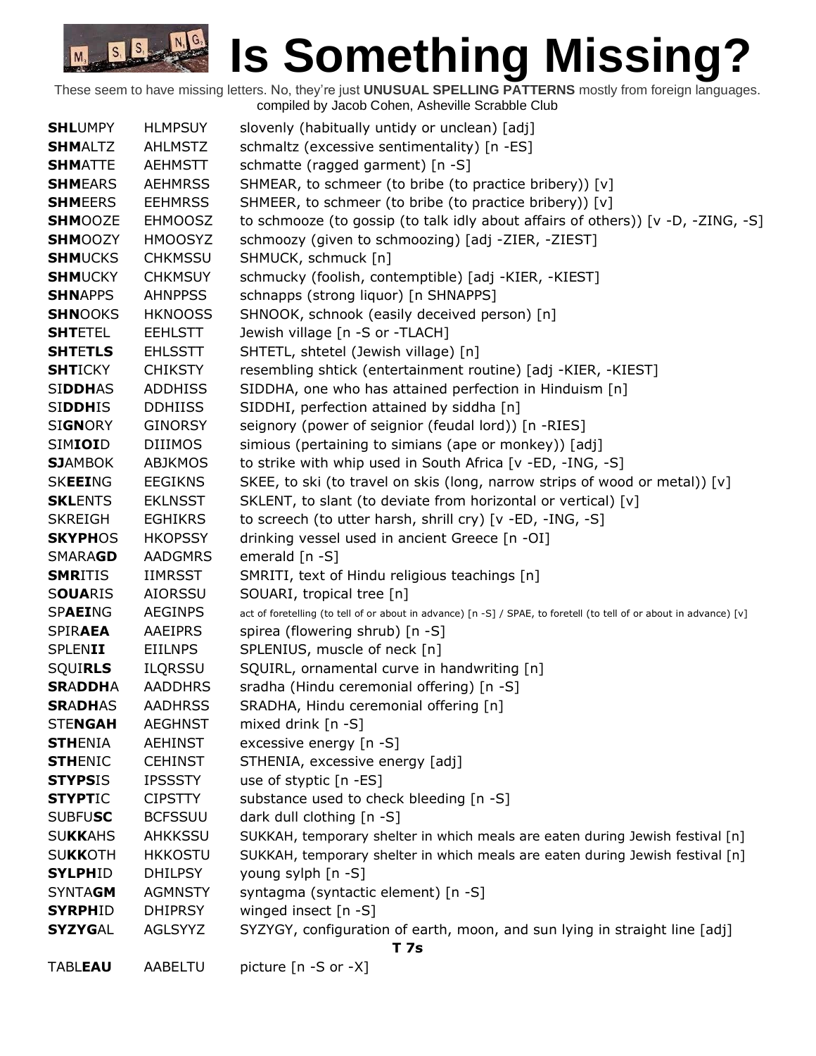# Is Something Missing?

These seem to have missing letters. No, they're just **UNUSUAL SPELLING PATTERNS** mostly from foreign languages.
compiled by Jacob Cohen, Asheville Scrabble Club

| | | |
|---|---|---|
| **SHL**UMPY | HLMPSUY | slovenly (habitually untidy or unclean) [adj] |
| **SHM**ALTZ | AHLMSTZ | schmaltz (excessive sentimentality) [n -ES] |
| **SHM**ATTE | AEHMSTT | schmatte (ragged garment) [n -S] |
| **SHM**EARS | AEHMRSS | SHMEAR, to schmeer (to bribe (to practice bribery)) [v] |
| **SHM**EERS | EEHMRSS | SHMEER, to schmeer (to bribe (to practice bribery)) [v] |
| **SHM**OOZE | EHMOOSZ | to schmooze (to gossip (to talk idly about affairs of others)) [v -D, -ZING, -S] |
| **SHM**OOZY | HMOOSYZ | schmoozy (given to schmoozing) [adj -ZIER, -ZIEST] |
| **SHM**UCKS | CHKMSSU | SHMUCK, schmuck [n] |
| **SHM**UCKY | CHKMSUY | schmucky (foolish, contemptible) [adj -KIER, -KIEST] |
| **SHN**APPS | AHNPPSS | schnapps (strong liquor) [n SHNAPPS] |
| **SHN**OOKS | HKNOOSS | SHNOOK, schnook (easily deceived person) [n] |
| **SHT**ETEL | EEHLSTT | Jewish village [n -S or -TLACH] |
| **SHT**E**TLS** | EHLSSTT | SHTETL, shtetel (Jewish village) [n] |
| **SHT**ICKY | CHIKSTY | resembling shtick (entertainment routine) [adj -KIER, -KIEST] |
| SI**DDH**AS | ADDHISS | SIDDHA, one who has attained perfection in Hinduism [n] |
| SI**DDH**IS | DDHIISS | SIDDHI, perfection attained by siddha [n] |
| SI**GN**ORY | GINORSY | seignory (power of seignior (feudal lord)) [n -RIES] |
| SIM**IOI**D | DIIIMOS | simious (pertaining to simians (ape or monkey)) [adj] |
| **SJ**AMBOK | ABJKMOS | to strike with whip used in South Africa [v -ED, -ING, -S] |
| SK**EEI**NG | EEGIKNS | SKEE, to ski (to travel on skis (long, narrow strips of wood or metal)) [v] |
| **SKL**ENTS | EKLNSST | SKLENT, to slant (to deviate from horizontal or vertical) [v] |
| SKREIGH | EGHIKRS | to screech (to utter harsh, shrill cry) [v -ED, -ING, -S] |
| **SKYPH**OS | HKOPSSY | drinking vessel used in ancient Greece [n -OI] |
| SMARA**GD** | AADGMRS | emerald [n -S] |
| **SMR**ITIS | IIMRSST | SMRITI, text of Hindu religious teachings [n] |
| S**OUA**RIS | AIORSSU | SOUARI, tropical tree [n] |
| SP**AEI**NG | AEGINPS | act of foretelling (to tell of or about in advance) [n -S] / SPAE, to foretell (to tell of or about in advance) [v] |
| SPIR**AEA** | AAEIPRS | spirea (flowering shrub) [n -S] |
| SPLEN**II** | EIILNPS | SPLENIUS, muscle of neck [n] |
| SQUI**RLS** | ILQRSSU | SQUIRL, ornamental curve in handwriting [n] |
| **SR**A**DDH**A | AADDHRS | sradha (Hindu ceremonial offering) [n -S] |
| **SR**A**DH**AS | AADHRSS | SRADHA, Hindu ceremonial offering [n] |
| STE**NGAH** | AEGHNST | mixed drink [n -S] |
| **STH**ENIA | AEHINST | excessive energy [n -S] |
| **STH**ENIC | CEHINST | STHENIA, excessive energy [adj] |
| **STYPS**IS | IPSSSTY | use of styptic [n -ES] |
| **STYPT**IC | CIPSTTY | substance used to check bleeding [n -S] |
| SUBFU**SC** | BCFSSUU | dark dull clothing [n -S] |
| SU**KK**AHS | AHKKSSU | SUKKAH, temporary shelter in which meals are eaten during Jewish festival [n] |
| SU**KK**OTH | HKKOSTU | SUKKAH, temporary shelter in which meals are eaten during Jewish festival [n] |
| **SYLPH**ID | DHILPSY | young sylph [n -S] |
| SYNTA**GM** | AGMNSTY | syntagma (syntactic element) [n -S] |
| **SYRPH**ID | DHIPRSY | winged insect [n -S] |
| **SYZYG**AL | AGLSYYZ | SYZYGY, configuration of earth, moon, and sun lying in straight line [adj] |

**T 7s**

| | | |
|---|---|---|
| TABL**EAU** | AABELTU | picture [n -S or -X] |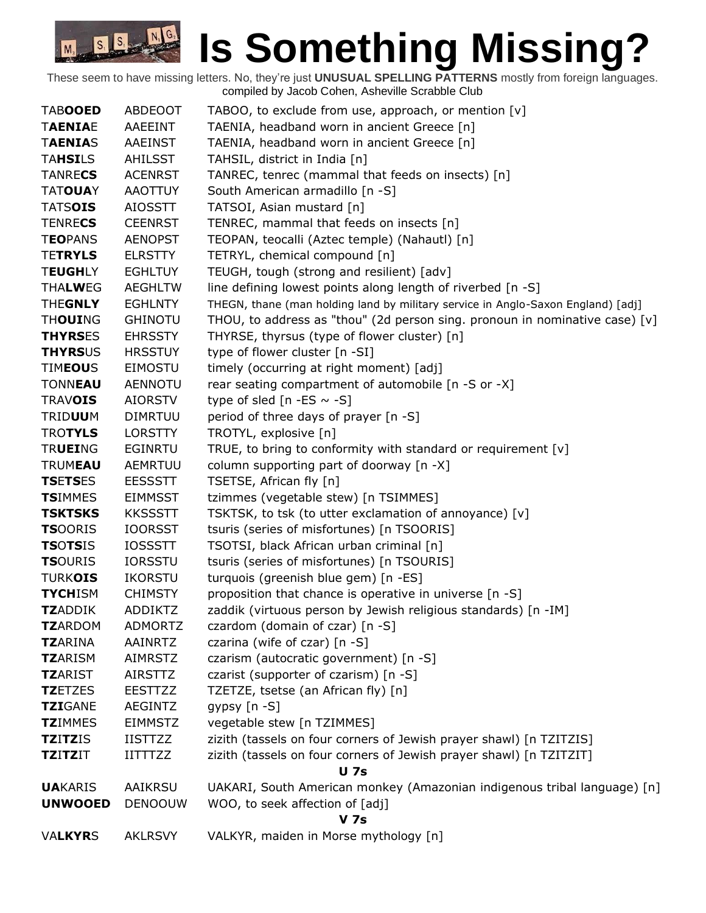# Is Something Missing?

These seem to have missing letters. No, they're just **UNUSUAL SPELLING PATTERNS** mostly from foreign languages.
compiled by Jacob Cohen, Asheville Scrabble Club

| | | |
|---|---|---|
| TAB**OOED** | ABDEOOT | TABOO, to exclude from use, approach, or mention [v] |
| T**AENIA**E | AAEEINT | TAENIA, headband worn in ancient Greece [n] |
| T**AENIA**S | AAEINST | TAENIA, headband worn in ancient Greece [n] |
| TA**HSI**LS | AHILSST | TAHSIL, district in India [n] |
| TANRE**CS** | ACENRST | TANREC, tenrec (mammal that feeds on insects) [n] |
| TAT**OUA**Y | AAOTTUY | South American armadillo [n -S] |
| TATS**OIS** | AIOSSTT | TATSOI, Asian mustard [n] |
| TENRE**CS** | CEENRST | TENREC, mammal that feeds on insects [n] |
| T**EO**PANS | AENOPST | TEOPAN, teocalli (Aztec temple) (Nahautl) [n] |
| TE**TRYLS** | ELRSTTY | TETRYL, chemical compound [n] |
| T**EUGH**LY | EGHLTUY | TEUGH, tough (strong and resilient) [adv] |
| THA**LW**EG | AEGHLTW | line defining lowest points along length of riverbed [n -S] |
| THE**GNLY** | EGHLNTY | THEGN, thane (man holding land by military service in Anglo-Saxon England) [adj] |
| TH**OUI**NG | GHINOTU | THOU, to address as "thou" (2d person sing. pronoun in nominative case) [v] |
| **THYRS**ES | EHRSSTY | THYRSE, thyrsus (type of flower cluster) [n] |
| **THYRS**US | HRSSTUY | type of flower cluster [n -SI] |
| TIM**EOU**S | EIMOSTU | timely (occurring at right moment) [adj] |
| TONN**EAU** | AENNOTU | rear seating compartment of automobile [n -S or -X] |
| TRAV**OIS** | AIORSTV | type of sled [n -ES ~ -S] |
| TRID**UU**M | DIMRTUU | period of three days of prayer [n -S] |
| TRO**TYLS** | LORSTTY | TROTYL, explosive [n] |
| TR**UEI**NG | EGINRTU | TRUE, to bring to conformity with standard or requirement [v] |
| TRUM**EAU** | AEMRTUU | column supporting part of doorway [n -X] |
| **TS**E**TS**ES | EESSSTT | TSETSE, African fly [n] |
| **TS**IMMES | EIMMSST | tzimmes (vegetable stew) [n TSIMMES] |
| **TSKTSKS** | KKSSSTT | TSKTSK, to tsk (to utter exclamation of annoyance) [v] |
| **TS**OORIS | IOORSST | tsuris (series of misfortunes) [n TSOORIS] |
| **TS**O**TS**IS | IOSSSTT | TSOTSI, black African urban criminal [n] |
| **TS**OURIS | IORSSTU | tsuris (series of misfortunes) [n TSOURIS] |
| TURK**OIS** | IKORSTU | turquois (greenish blue gem) [n -ES] |
| **TYCH**ISM | CHIMSTY | proposition that chance is operative in universe [n -S] |
| **TZ**ADDIK | ADDIKTZ | zaddik (virtuous person by Jewish religious standards) [n -IM] |
| **TZ**ARDOM | ADMORTZ | czardom (domain of czar) [n -S] |
| **TZ**ARINA | AAINRTZ | czarina (wife of czar) [n -S] |
| **TZ**ARISM | AIMRSTZ | czarism (autocratic government) [n -S] |
| **TZ**ARIST | AIRSTTZ | czarist (supporter of czarism) [n -S] |
| **TZ**ETZES | EESTTZZ | TZETZE, tsetse (an African fly) [n] |
| **TZI**GANE | AEGINTZ | gypsy [n -S] |
| **TZ**IMMES | EIMMSTZ | vegetable stew [n TZIMMES] |
| **TZ**I**TZ**IS | IISTTZZ | zizith (tassels on four corners of Jewish prayer shawl) [n TZITZIS] |
| **TZ**I**TZ**IT | IITTTZZ | zizith (tassels on four corners of Jewish prayer shawl) [n TZITZIT] |

**U 7s**

| | | |
|---|---|---|
| **UA**KARIS | AAIKRSU | UAKARI, South American monkey (Amazonian indigenous tribal language) [n] |
| **UNWOOED** | DENOOUW | WOO, to seek affection of [adj] |

**V 7s**

| | | |
|---|---|---|
| VA**LKYR**S | AKLRSVY | VALKYR, maiden in Morse mythology [n] |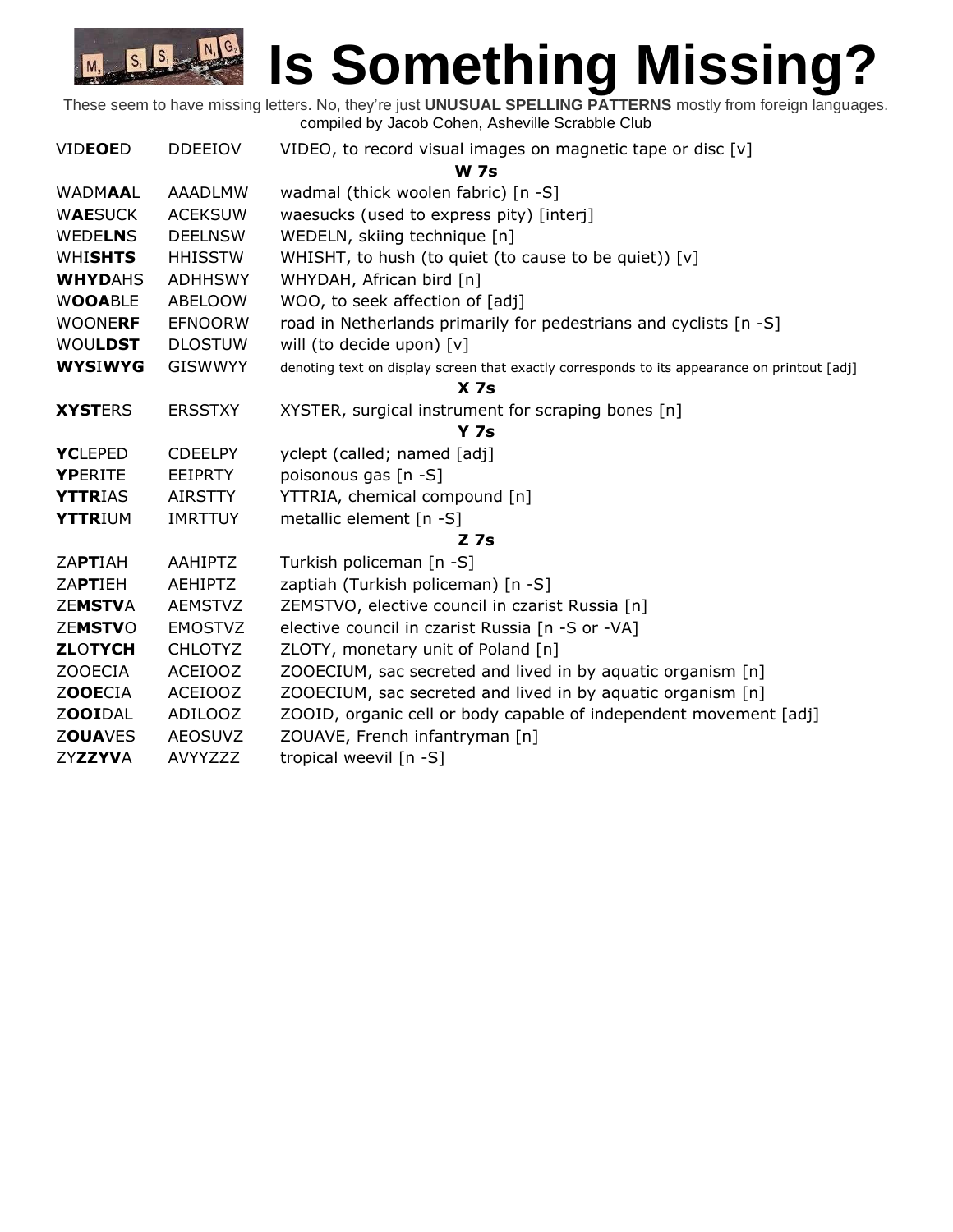# Is Something Missing?

These seem to have missing letters. No, they're just **UNUSUAL SPELLING PATTERNS** mostly from foreign languages.
compiled by Jacob Cohen, Asheville Scrabble Club

| | | |
|---|---|---|
| VID**EOE**D | DDEEIOV | VIDEO, to record visual images on magnetic tape or disc [v] |
| | | **W 7s** |
| WADM**AA**L | AAADLMW | wadmal (thick woolen fabric) [n -S] |
| W**AE**SUCK | ACEKSUW | waesucks (used to express pity) [interj] |
| WEDE**LN**S | DEELNSW | WEDELN, skiing technique [n] |
| WHI**SHTS** | HHISSTW | WHISHT, to hush (to quiet (to cause to be quiet)) [v] |
| **WHYD**AHS | ADHHSWY | WHYDAH, African bird [n] |
| W**OOA**BLE | ABELOOW | WOO, to seek affection of [adj] |
| WOONE**RF** | EFNOORW | road in Netherlands primarily for pedestrians and cyclists [n -S] |
| WOU**LDST** | DLOSTUW | will (to decide upon) [v] |
| **WYS**I**WYG** | GISWWYY | denoting text on display screen that exactly corresponds to its appearance on printout [adj] |
| | | **X 7s** |
| **XYST**ERS | ERSSTXY | XYSTER, surgical instrument for scraping bones [n] |
| | | **Y 7s** |
| **YC**LEPED | CDEELPY | yclept (called; named [adj] |
| **YP**ERITE | EEIPRTY | poisonous gas [n -S] |
| **YTTR**IAS | AIRSTTY | YTTRIA, chemical compound [n] |
| **YTTR**IUM | IMRTTUY | metallic element [n -S] |
| | | **Z 7s** |
| ZA**PT**IAH | AAHIPTZ | Turkish policeman [n -S] |
| ZA**PT**IEH | AEHIPTZ | zaptiah (Turkish policeman) [n -S] |
| ZE**MSTV**A | AEMSTVZ | ZEMSTVO, elective council in czarist Russia [n] |
| ZE**MSTV**O | EMOSTVZ | elective council in czarist Russia [n -S or -VA] |
| **ZL**O**TYCH** | CHLOTYZ | ZLOTY, monetary unit of Poland [n] |
| ZOOECIA | ACEIOOZ | ZOOECIUM, sac secreted and lived in by aquatic organism [n] |
| Z**OOE**CIA | ACEIOOZ | ZOOECIUM, sac secreted and lived in by aquatic organism [n] |
| Z**OOI**DAL | ADILOOZ | ZOOID, organic cell or body capable of independent movement [adj] |
| Z**OUA**VES | AEOSUVZ | ZOUAVE, French infantryman [n] |
| ZY**ZZYV**A | AVYYZZZ | tropical weevil [n -S] |